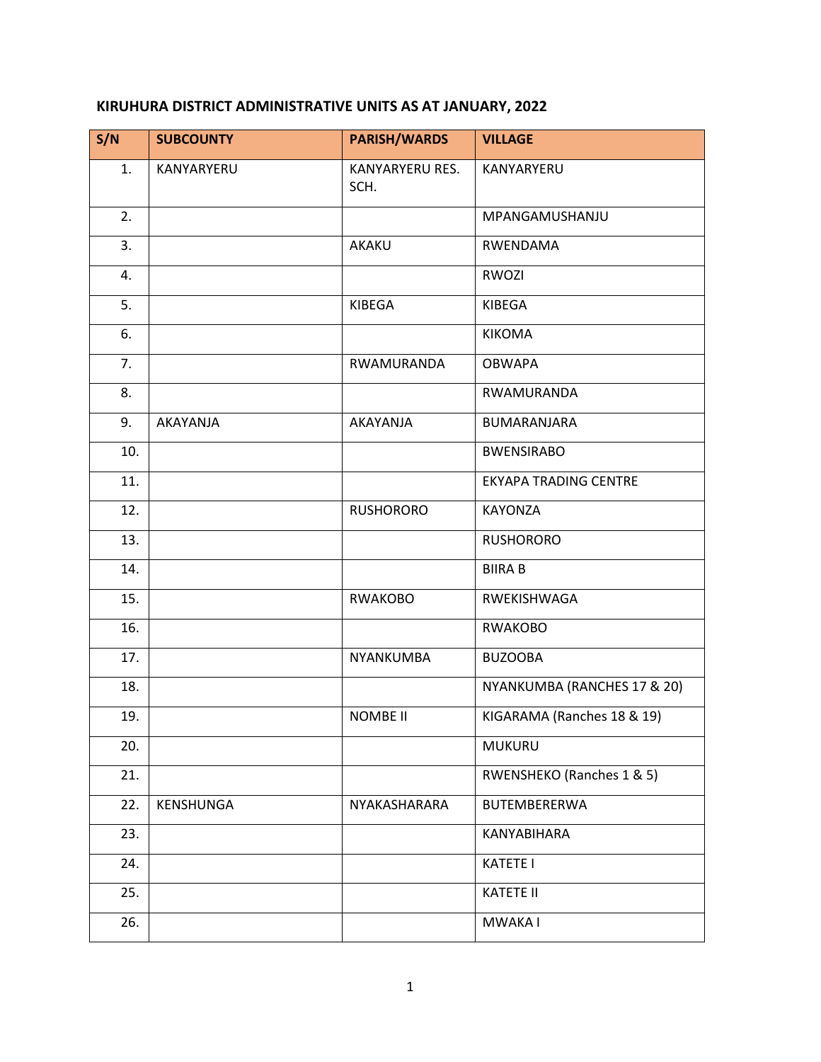## KIRUHURA DISTRICT ADMINISTRATIVE UNITS AS AT JANUARY, 2022

| S/N | SUBCOUNTY | PARISH/WARDS | VILLAGE |
|---|---|---|---|
| 1. | KANYARYERU | KANYARYERU RES. SCH. | KANYARYERU |
| 2. | | | MPANGAMUSHANJU |
| 3. | | AKAKU | RWENDAMA |
| 4. | | | RWOZI |
| 5. | | KIBEGA | KIBEGA |
| 6. | | | KIKOMA |
| 7. | | RWAMURANDA | OBWAPA |
| 8. | | | RWAMURANDA |
| 9. | AKAYANJA | AKAYANJA | BUMARANJARA |
| 10. | | | BWENSIRABO |
| 11. | | | EKYAPA TRADING CENTRE |
| 12. | | RUSHORORO | KAYONZA |
| 13. | | | RUSHORORO |
| 14. | | | BIIRA B |
| 15. | | RWAKOBO | RWEKISHWAGA |
| 16. | | | RWAKOBO |
| 17. | | NYANKUMBA | BUZOOBA |
| 18. | | | NYANKUMBA (RANCHES 17 & 20) |
| 19. | | NOMBE II | KIGARAMA (Ranches 18 & 19) |
| 20. | | | MUKURU |
| 21. | | | RWENSHEKO (Ranches 1 & 5) |
| 22. | KENSHUNGA | NYAKASHARARA | BUTEMBERERWA |
| 23. | | | KANYABIHARA |
| 24. | | | KATETE I |
| 25. | | | KATETE II |
| 26. | | | MWAKA I |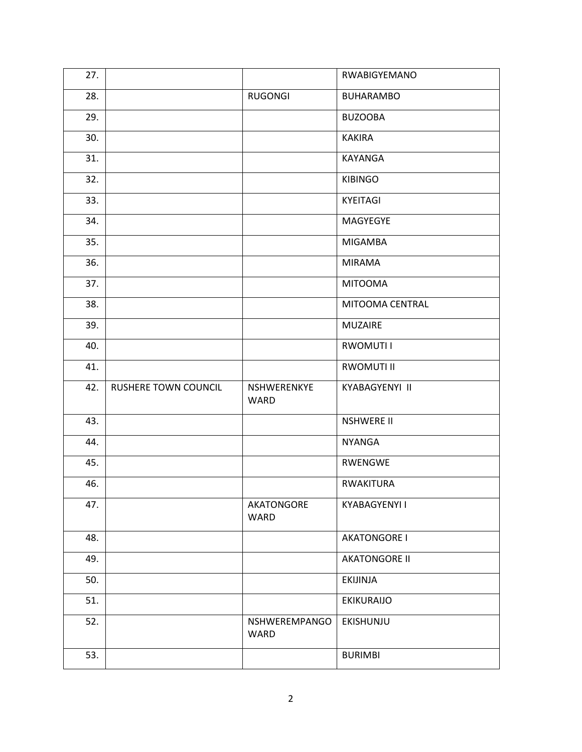| | | | |
|---|---|---|---|
| 27. | | | RWABIGYEMANO |
| 28. | | RUGONGI | BUHARAMBO |
| 29. | | | BUZOOBA |
| 30. | | | KAKIRA |
| 31. | | | KAYANGA |
| 32. | | | KIBINGO |
| 33. | | | KYEITAGI |
| 34. | | | MAGYEGYE |
| 35. | | | MIGAMBA |
| 36. | | | MIRAMA |
| 37. | | | MITOOMA |
| 38. | | | MITOOMA CENTRAL |
| 39. | | | MUZAIRE |
| 40. | | | RWOMUTI I |
| 41. | | | RWOMUTI II |
| 42. | RUSHERE TOWN COUNCIL | NSHWERENKYE WARD | KYABAGYENYI II |
| 43. | | | NSHWERE II |
| 44. | | | NYANGA |
| 45. | | | RWENGWE |
| 46. | | | RWAKITURA |
| 47. | | AKATONGORE WARD | KYABAGYENYI I |
| 48. | | | AKATONGORE I |
| 49. | | | AKATONGORE II |
| 50. | | | EKIJINJA |
| 51. | | | EKIKURAIJO |
| 52. | | NSHWEREMPANGO WARD | EKISHUNJU |
| 53. | | | BURIMBI |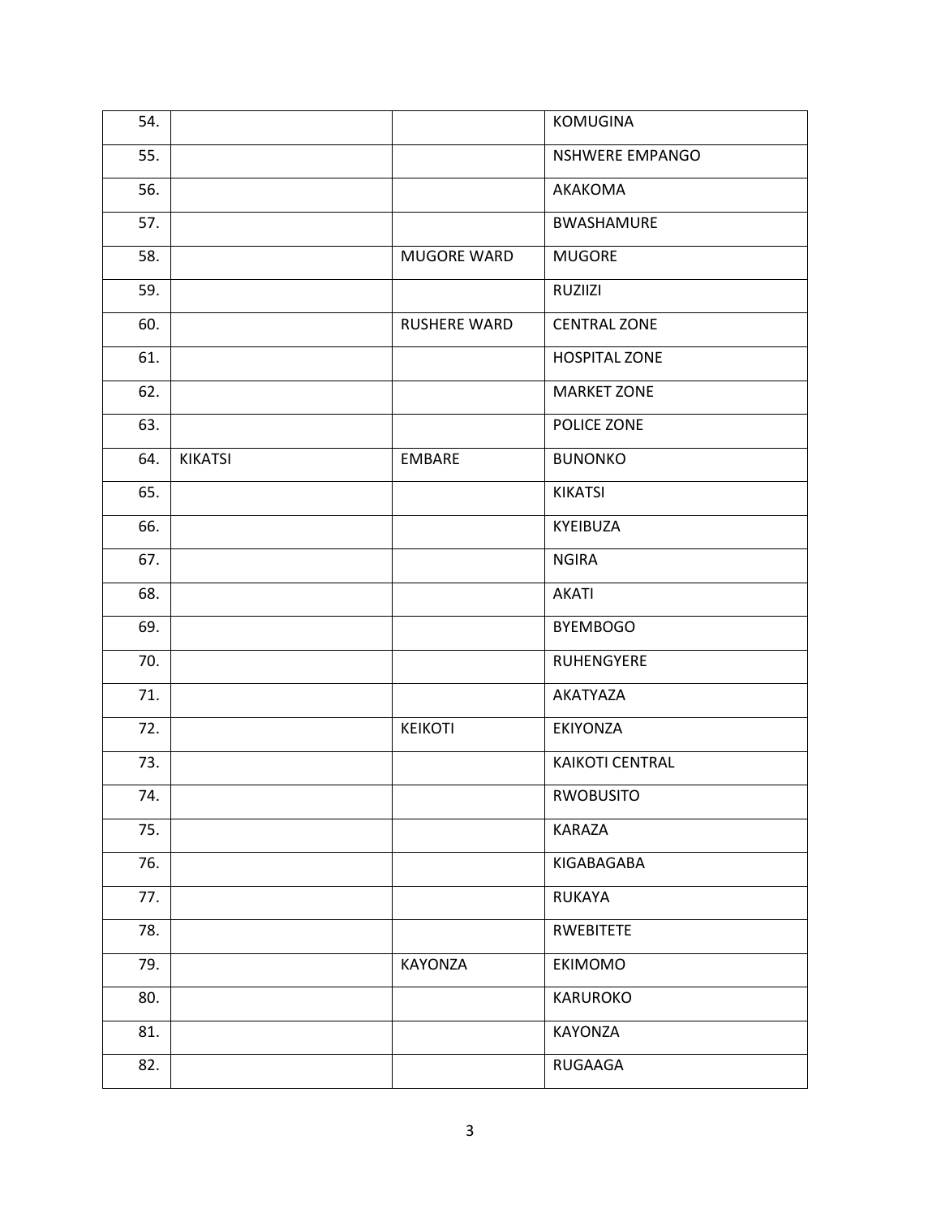| | | | |
|---|---|---|---|
| 54. | | | KOMUGINA |
| 55. | | | NSHWERE EMPANGO |
| 56. | | | AKAKOMA |
| 57. | | | BWASHAMURE |
| 58. | | MUGORE WARD | MUGORE |
| 59. | | | RUZIIZI |
| 60. | | RUSHERE WARD | CENTRAL ZONE |
| 61. | | | HOSPITAL ZONE |
| 62. | | | MARKET ZONE |
| 63. | | | POLICE ZONE |
| 64. | KIKATSI | EMBARE | BUNONKO |
| 65. | | | KIKATSI |
| 66. | | | KYEIBUZA |
| 67. | | | NGIRA |
| 68. | | | AKATI |
| 69. | | | BYEMBOGO |
| 70. | | | RUHENGYERE |
| 71. | | | AKATYAZA |
| 72. | | KEIKOTI | EKIYONZA |
| 73. | | | KAIKOTI CENTRAL |
| 74. | | | RWOBUSITO |
| 75. | | | KARAZA |
| 76. | | | KIGABAGABA |
| 77. | | | RUKAYA |
| 78. | | | RWEBITETE |
| 79. | | KAYONZA | EKIMOMO |
| 80. | | | KARUROKO |
| 81. | | | KAYONZA |
| 82. | | | RUGAAGA |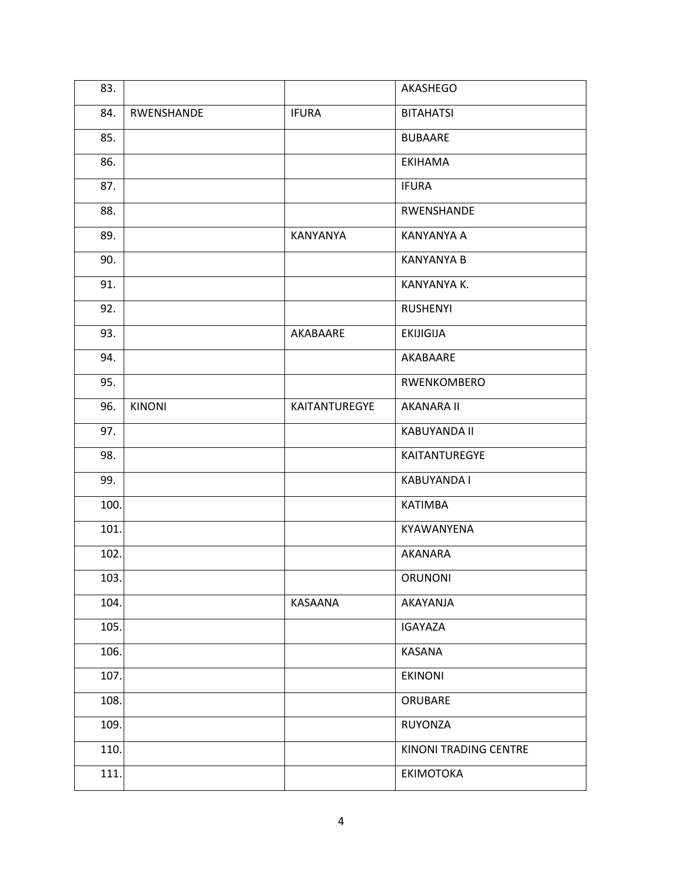| | | | |
|---|---|---|---|
| 83. | | | AKASHEGO |
| 84. | RWENSHANDE | IFURA | BITAHATSI |
| 85. | | | BUBAARE |
| 86. | | | EKIHAMA |
| 87. | | | IFURA |
| 88. | | | RWENSHANDE |
| 89. | | KANYANYA | KANYANYA A |
| 90. | | | KANYANYA B |
| 91. | | | KANYANYA K. |
| 92. | | | RUSHENYI |
| 93. | | AKABAARE | EKIJIGIJA |
| 94. | | | AKABAARE |
| 95. | | | RWENKOMBERO |
| 96. | KINONI | KAITANTUREGYE | AKANARA II |
| 97. | | | KABUYANDA II |
| 98. | | | KAITANTUREGYE |
| 99. | | | KABUYANDA I |
| 100. | | | KATIMBA |
| 101. | | | KYAWANYENA |
| 102. | | | AKANARA |
| 103. | | | ORUNONI |
| 104. | | KASAANA | AKAYANJA |
| 105. | | | IGAYAZA |
| 106. | | | KASANA |
| 107. | | | EKINONI |
| 108. | | | ORUBARE |
| 109. | | | RUYONZA |
| 110. | | | KINONI TRADING CENTRE |
| 111. | | | EKIMOTOKA |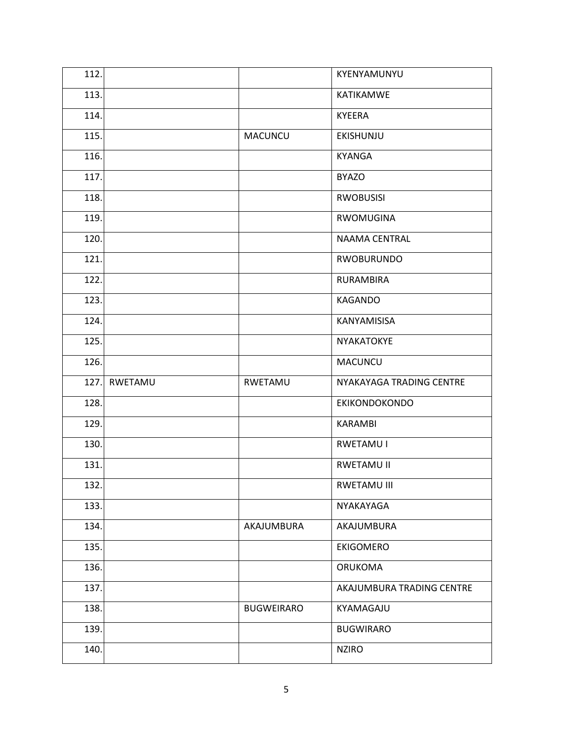| | | | |
|---|---|---|---|
| 112. | | | KYENYAMUNYU |
| 113. | | | KATIKAMWE |
| 114. | | | KYEERA |
| 115. | | MACUNCU | EKISHUNJU |
| 116. | | | KYANGA |
| 117. | | | BYAZO |
| 118. | | | RWOBUSISI |
| 119. | | | RWOMUGINA |
| 120. | | | NAAMA CENTRAL |
| 121. | | | RWOBURUNDO |
| 122. | | | RURAMBIRA |
| 123. | | | KAGANDO |
| 124. | | | KANYAMISISA |
| 125. | | | NYAKATOKYE |
| 126. | | | MACUNCU |
| 127. | RWETAMU | RWETAMU | NYAKAYAGA TRADING CENTRE |
| 128. | | | EKIKONDOKONDO |
| 129. | | | KARAMBI |
| 130. | | | RWETAMU I |
| 131. | | | RWETAMU II |
| 132. | | | RWETAMU III |
| 133. | | | NYAKAYAGA |
| 134. | | AKAJUMBURA | AKAJUMBURA |
| 135. | | | EKIGOMERO |
| 136. | | | ORUKOMA |
| 137. | | | AKAJUMBURA TRADING CENTRE |
| 138. | | BUGWEIRARO | KYAMAGAJU |
| 139. | | | BUGWIRARO |
| 140. | | | NZIRO |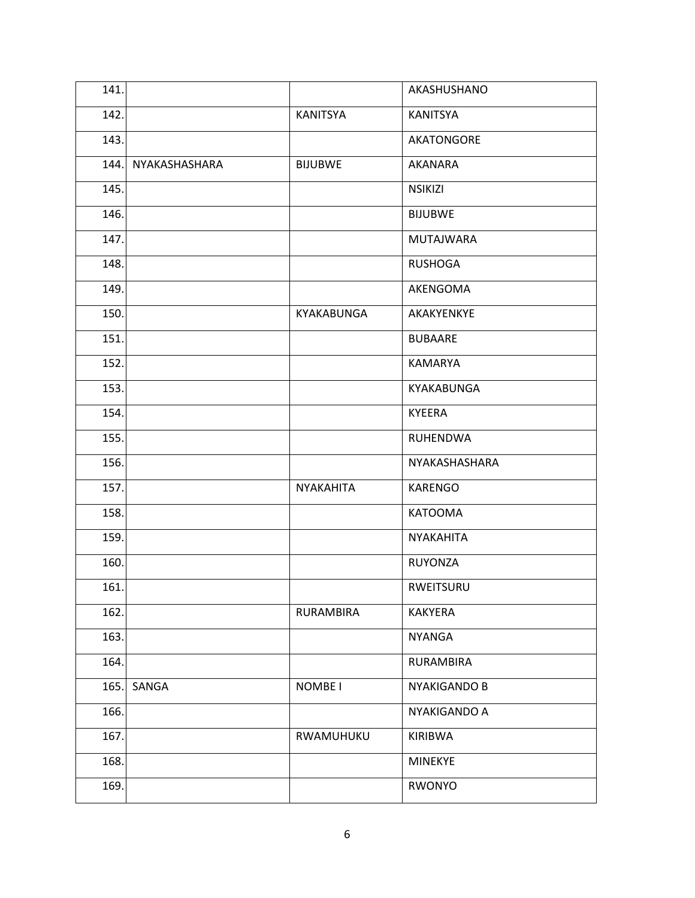| | | | |
|---|---|---|---|
| 141. | | | AKASHUSHANO |
| 142. | | KANITSYA | KANITSYA |
| 143. | | | AKATONGORE |
| 144. | NYAKASHASHARA | BIJUBWE | AKANARA |
| 145. | | | NSIKIZI |
| 146. | | | BIJUBWE |
| 147. | | | MUTAJWARA |
| 148. | | | RUSHOGA |
| 149. | | | AKENGOMA |
| 150. | | KYAKABUNGA | AKAKYENKYE |
| 151. | | | BUBAARE |
| 152. | | | KAMARYA |
| 153. | | | KYAKABUNGA |
| 154. | | | KYEERA |
| 155. | | | RUHENDWA |
| 156. | | | NYAKASHASHARA |
| 157. | | NYAKAHITA | KARENGO |
| 158. | | | KATOOMA |
| 159. | | | NYAKAHITA |
| 160. | | | RUYONZA |
| 161. | | | RWEITSURU |
| 162. | | RURAMBIRA | KAKYERA |
| 163. | | | NYANGA |
| 164. | | | RURAMBIRA |
| 165. | SANGA | NOMBE I | NYAKIGANDO B |
| 166. | | | NYAKIGANDO A |
| 167. | | RWAMUHUKU | KIRIBWA |
| 168. | | | MINEKYE |
| 169. | | | RWONYO |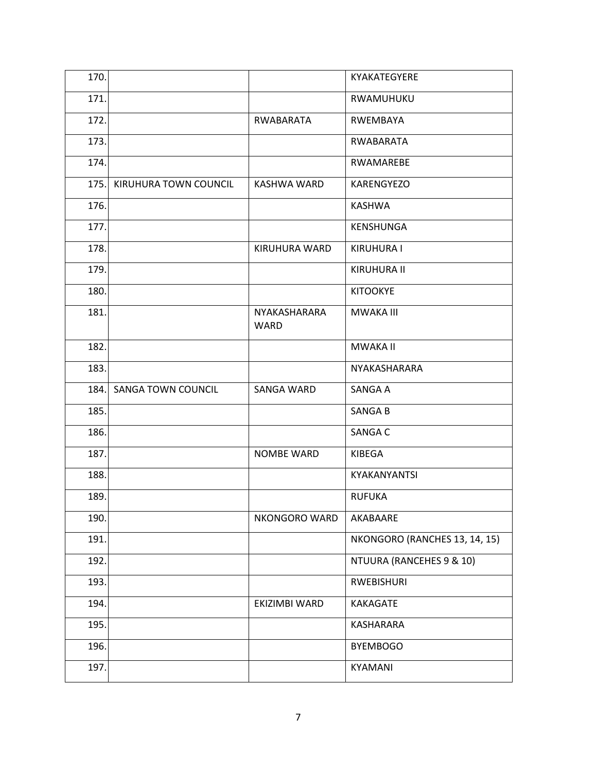| | | | |
|---|---|---|---|
| 170. | | | KYAKATEGYERE |
| 171. | | | RWAMUHUKU |
| 172. | | RWABARATA | RWEMBAYA |
| 173. | | | RWABARATA |
| 174. | | | RWAMAREBE |
| 175. | KIRUHURA TOWN COUNCIL | KASHWA WARD | KARENGYEZO |
| 176. | | | KASHWA |
| 177. | | | KENSHUNGA |
| 178. | | KIRUHURA WARD | KIRUHURA I |
| 179. | | | KIRUHURA II |
| 180. | | | KITOOKYE |
| 181. | | NYAKASHARARA WARD | MWAKA III |
| 182. | | | MWAKA II |
| 183. | | | NYAKASHARARA |
| 184. | SANGA TOWN COUNCIL | SANGA WARD | SANGA A |
| 185. | | | SANGA B |
| 186. | | | SANGA C |
| 187. | | NOMBE WARD | KIBEGA |
| 188. | | | KYAKANYANTSI |
| 189. | | | RUFUKA |
| 190. | | NKONGORO WARD | AKABAARE |
| 191. | | | NKONGORO (RANCHES 13, 14, 15) |
| 192. | | | NTUURA (RANCEHES 9 & 10) |
| 193. | | | RWEBISHURI |
| 194. | | EKIZIMBI WARD | KAKAGATE |
| 195. | | | KASHARARA |
| 196. | | | BYEMBOGO |
| 197. | | | KYAMANI |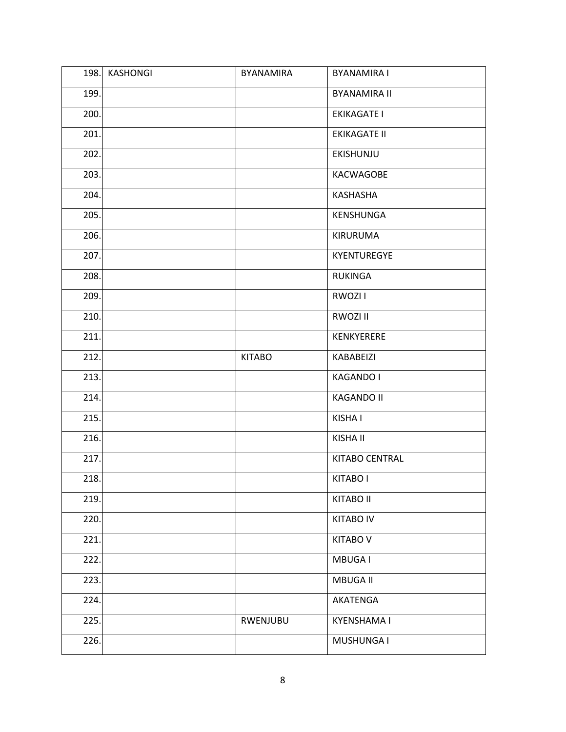| 198. | KASHONGI | BYANAMIRA | BYANAMIRA I |
|---|---|---|---|
| 199. | | | BYANAMIRA II |
| 200. | | | EKIKAGATE I |
| 201. | | | EKIKAGATE II |
| 202. | | | EKISHUNJU |
| 203. | | | KACWAGOBE |
| 204. | | | KASHASHA |
| 205. | | | KENSHUNGA |
| 206. | | | KIRURUMA |
| 207. | | | KYENTUREGYE |
| 208. | | | RUKINGA |
| 209. | | | RWOZI I |
| 210. | | | RWOZI II |
| 211. | | | KENKYERERE |
| 212. | | KITABO | KABABEIZI |
| 213. | | | KAGANDO I |
| 214. | | | KAGANDO II |
| 215. | | | KISHA I |
| 216. | | | KISHA II |
| 217. | | | KITABO CENTRAL |
| 218. | | | KITABO I |
| 219. | | | KITABO II |
| 220. | | | KITABO IV |
| 221. | | | KITABO V |
| 222. | | | MBUGA I |
| 223. | | | MBUGA II |
| 224. | | | AKATENGA |
| 225. | | RWENJUBU | KYENSHAMA I |
| 226. | | | MUSHUNGA I |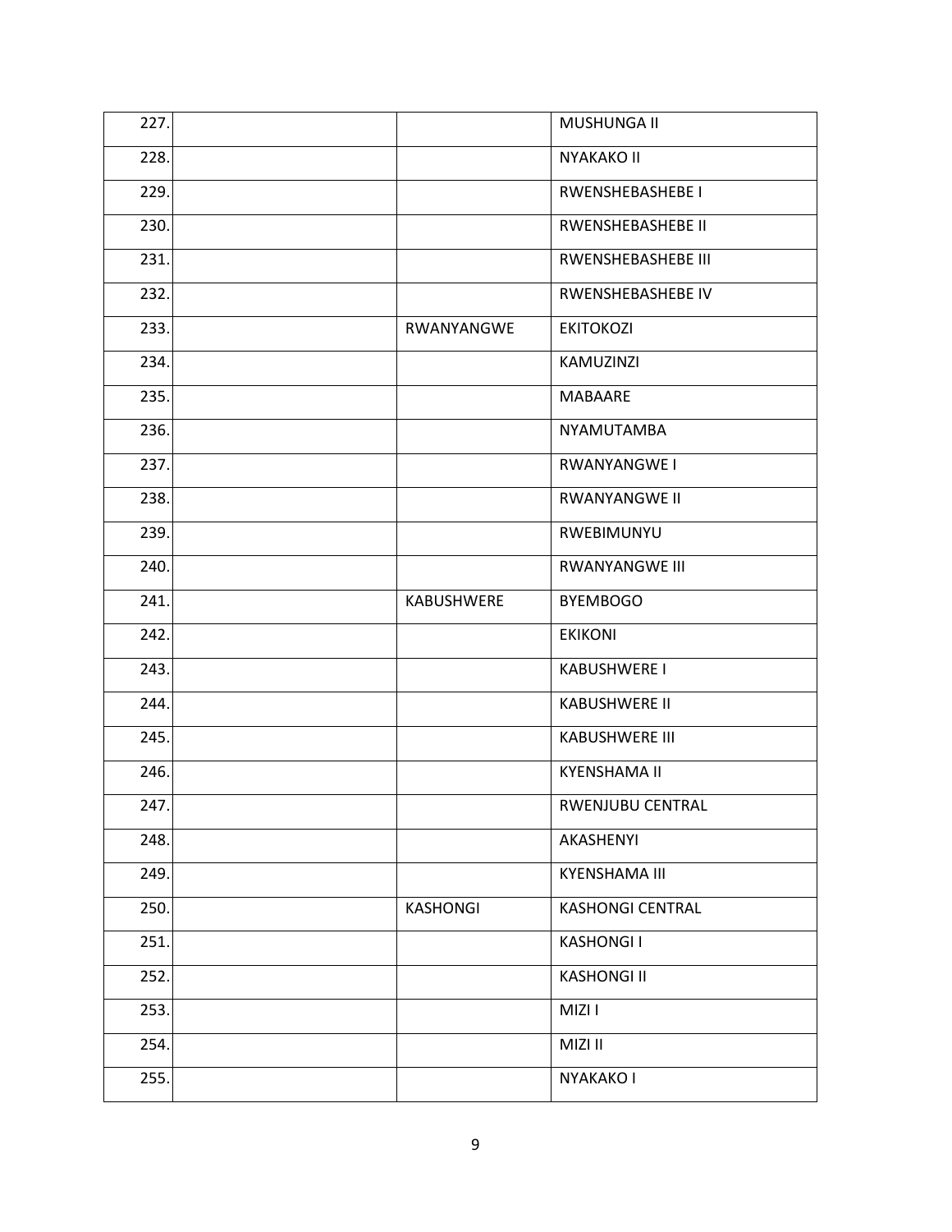| | | | |
|---|---|---|---|
| 227. | | | MUSHUNGA II |
| 228. | | | NYAKAKO II |
| 229. | | | RWENSHEBASHEBE I |
| 230. | | | RWENSHEBASHEBE II |
| 231. | | | RWENSHEBASHEBE III |
| 232. | | | RWENSHEBASHEBE IV |
| 233. | | RWANYANGWE | EKITOKOZI |
| 234. | | | KAMUZINZI |
| 235. | | | MABAARE |
| 236. | | | NYAMUTAMBA |
| 237. | | | RWANYANGWE I |
| 238. | | | RWANYANGWE II |
| 239. | | | RWEBIMUNYU |
| 240. | | | RWANYANGWE III |
| 241. | | KABUSHWERE | BYEMBOGO |
| 242. | | | EKIKONI |
| 243. | | | KABUSHWERE I |
| 244. | | | KABUSHWERE II |
| 245. | | | KABUSHWERE III |
| 246. | | | KYENSHAMA II |
| 247. | | | RWENJUBU CENTRAL |
| 248. | | | AKASHENYI |
| 249. | | | KYENSHAMA III |
| 250. | | KASHONGI | KASHONGI CENTRAL |
| 251. | | | KASHONGI I |
| 252. | | | KASHONGI II |
| 253. | | | MIZI I |
| 254. | | | MIZI II |
| 255. | | | NYAKAKO I |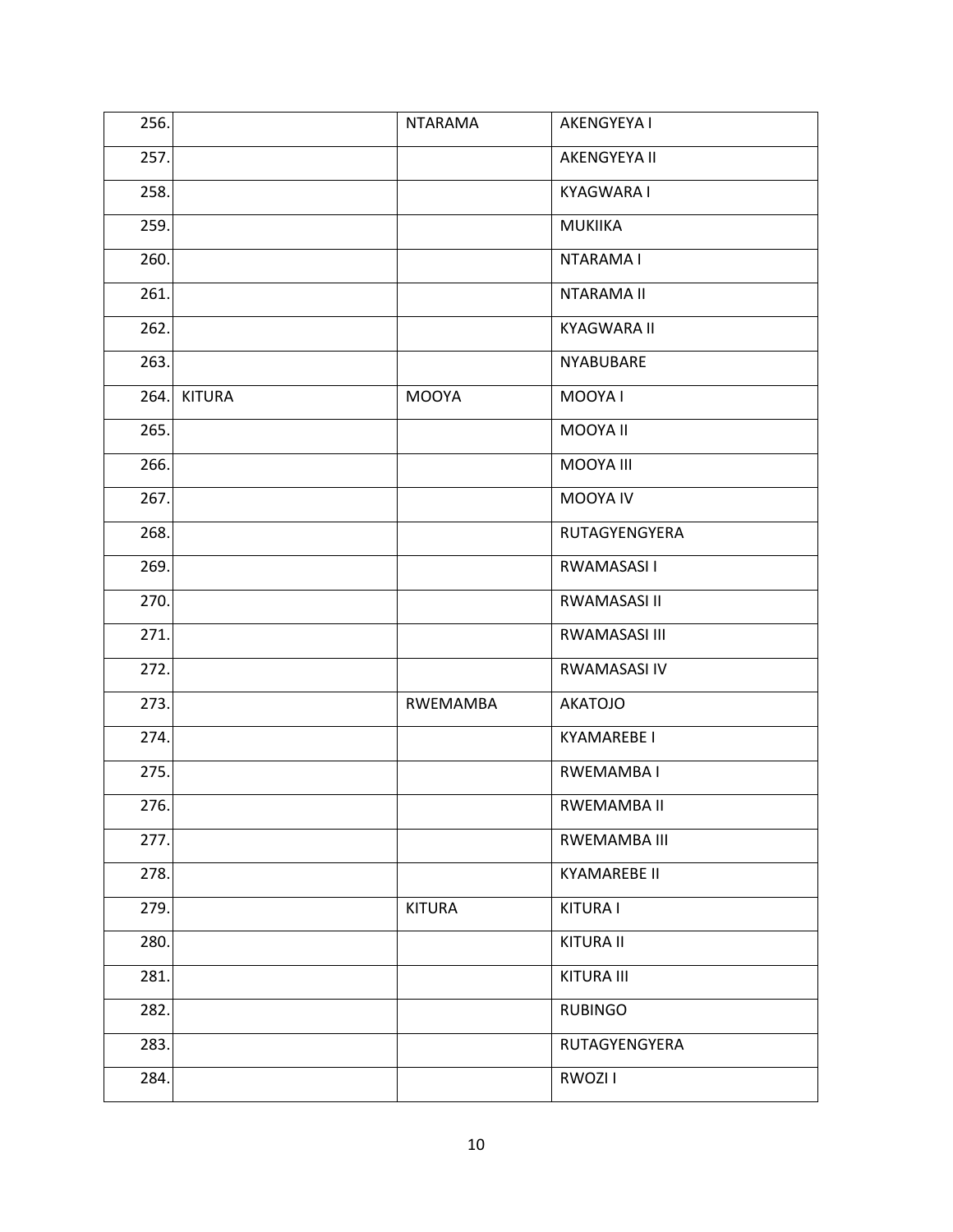| | | | |
|---|---|---|---|
| 256. | | NTARAMA | AKENGYEYA I |
| 257. | | | AKENGYEYA II |
| 258. | | | KYAGWARA I |
| 259. | | | MUKIIKA |
| 260. | | | NTARAMA I |
| 261. | | | NTARAMA II |
| 262. | | | KYAGWARA II |
| 263. | | | NYABUBARE |
| 264. | KITURA | MOOYA | MOOYA I |
| 265. | | | MOOYA II |
| 266. | | | MOOYA III |
| 267. | | | MOOYA IV |
| 268. | | | RUTAGYENGYERA |
| 269. | | | RWAMASASI I |
| 270. | | | RWAMASASI II |
| 271. | | | RWAMASASI III |
| 272. | | | RWAMASASI IV |
| 273. | | RWEMAMBA | AKATOJO |
| 274. | | | KYAMAREBE I |
| 275. | | | RWEMAMBA I |
| 276. | | | RWEMAMBA II |
| 277. | | | RWEMAMBA III |
| 278. | | | KYAMAREBE II |
| 279. | | KITURA | KITURA I |
| 280. | | | KITURA II |
| 281. | | | KITURA III |
| 282. | | | RUBINGO |
| 283. | | | RUTAGYENGYERA |
| 284. | | | RWOZI I |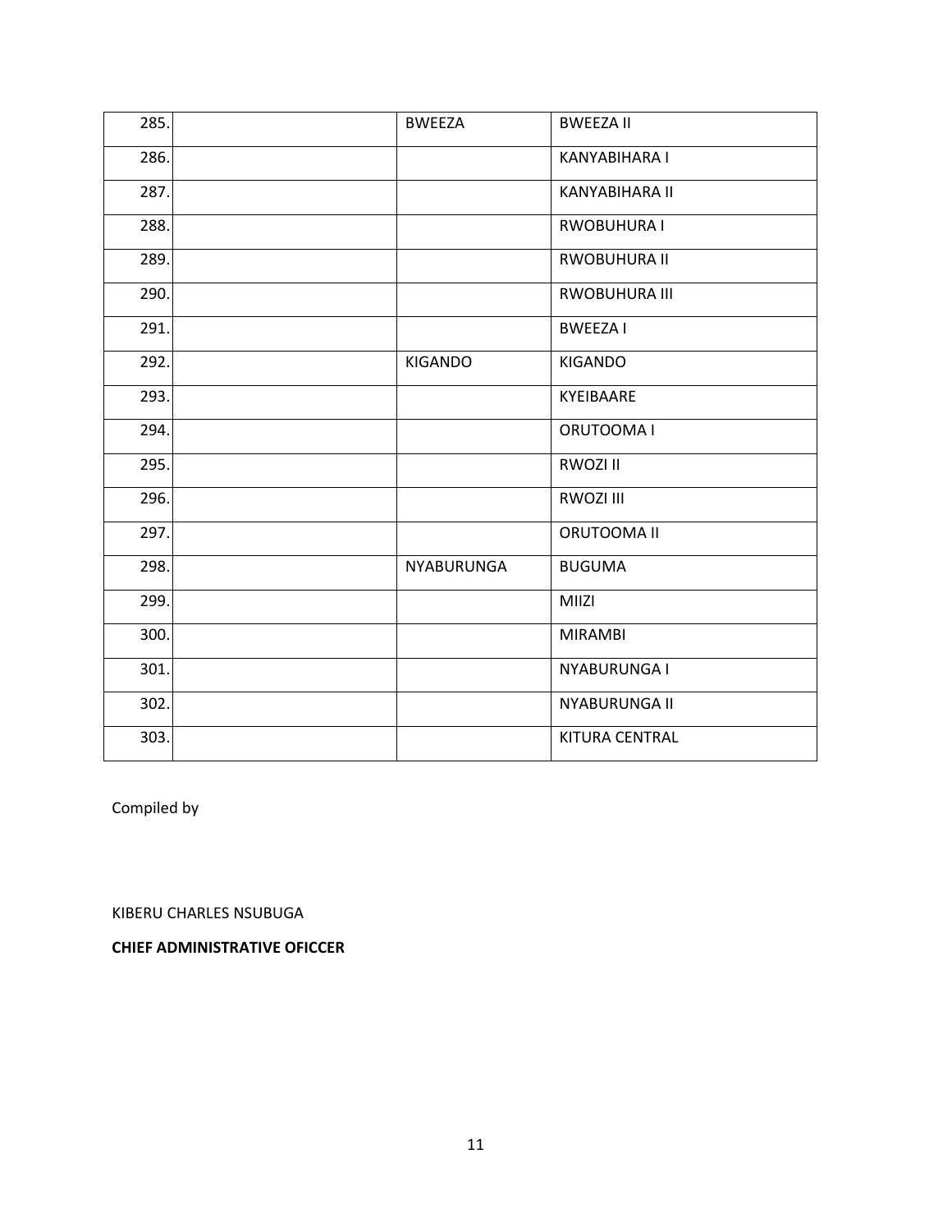| | | | |
|---|---|---|---|
| 285. | | BWEEZA | BWEEZA II |
| 286. | | | KANYABIHARA I |
| 287. | | | KANYABIHARA II |
| 288. | | | RWOBUHURA I |
| 289. | | | RWOBUHURA II |
| 290. | | | RWOBUHURA III |
| 291. | | | BWEEZA I |
| 292. | | KIGANDO | KIGANDO |
| 293. | | | KYEIBAARE |
| 294. | | | ORUTOOMA I |
| 295. | | | RWOZI II |
| 296. | | | RWOZI III |
| 297. | | | ORUTOOMA II |
| 298. | | NYABURUNGA | BUGUMA |
| 299. | | | MIIZI |
| 300. | | | MIRAMBI |
| 301. | | | NYABURUNGA I |
| 302. | | | NYABURUNGA II |
| 303. | | | KITURA CENTRAL |

Compiled by

KIBERU CHARLES NSUBUGA

**CHIEF ADMINISTRATIVE OFICCER**